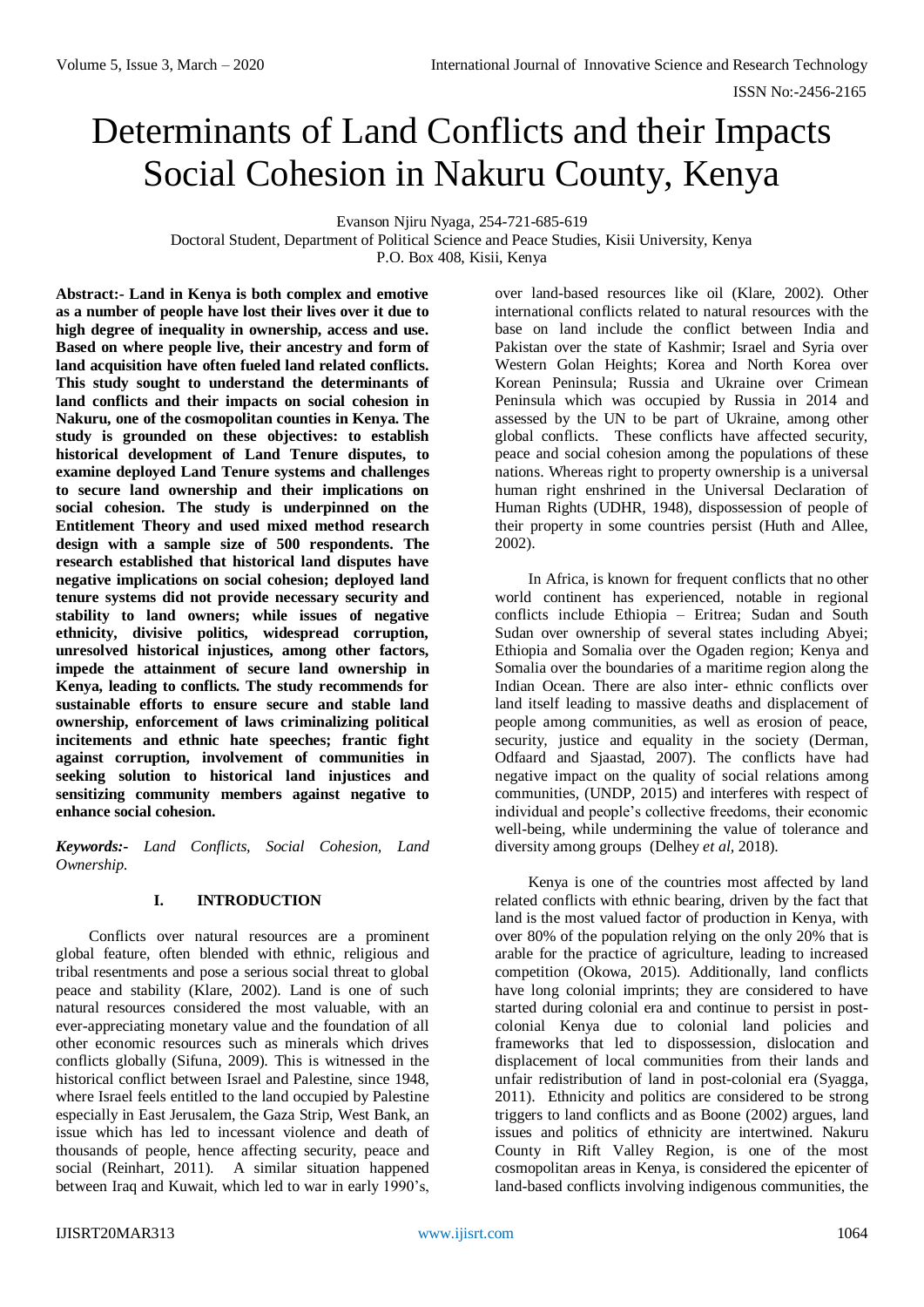# Determinants of Land Conflicts and their Impacts Social Cohesion in Nakuru County, Kenya

Evanson Njiru Nyaga, 254-721-685-619
Doctoral Student, Department of Political Science and Peace Studies, Kisii University, Kenya
P.O. Box 408, Kisii, Kenya

**Abstract:- Land in Kenya is both complex and emotive as a number of people have lost their lives over it due to high degree of inequality in ownership, access and use. Based on where people live, their ancestry and form of land acquisition have often fueled land related conflicts. This study sought to understand the determinants of land conflicts and their impacts on social cohesion in Nakuru, one of the cosmopolitan counties in Kenya. The study is grounded on these objectives: to establish historical development of Land Tenure disputes, to examine deployed Land Tenure systems and challenges to secure land ownership and their implications on social cohesion. The study is underpinned on the Entitlement Theory and used mixed method research design with a sample size of 500 respondents. The research established that historical land disputes have negative implications on social cohesion; deployed land tenure systems did not provide necessary security and stability to land owners; while issues of negative ethnicity, divisive politics, widespread corruption, unresolved historical injustices, among other factors, impede the attainment of secure land ownership in Kenya, leading to conflicts. The study recommends for sustainable efforts to ensure secure and stable land ownership, enforcement of laws criminalizing political incitements and ethnic hate speeches; frantic fight against corruption, involvement of communities in seeking solution to historical land injustices and sensitizing community members against negative to enhance social cohesion.**

***Keywords:-** Land Conflicts, Social Cohesion, Land Ownership.*

## I. INTRODUCTION

Conflicts over natural resources are a prominent global feature, often blended with ethnic, religious and tribal resentments and pose a serious social threat to global peace and stability (Klare, 2002). Land is one of such natural resources considered the most valuable, with an ever-appreciating monetary value and the foundation of all other economic resources such as minerals which drives conflicts globally (Sifuna, 2009). This is witnessed in the historical conflict between Israel and Palestine, since 1948, where Israel feels entitled to the land occupied by Palestine especially in East Jerusalem, the Gaza Strip, West Bank, an issue which has led to incessant violence and death of thousands of people, hence affecting security, peace and social (Reinhart, 2011). A similar situation happened between Iraq and Kuwait, which led to war in early 1990's, over land-based resources like oil (Klare, 2002). Other international conflicts related to natural resources with the base on land include the conflict between India and Pakistan over the state of Kashmir; Israel and Syria over Western Golan Heights; Korea and North Korea over Korean Peninsula; Russia and Ukraine over Crimean Peninsula which was occupied by Russia in 2014 and assessed by the UN to be part of Ukraine, among other global conflicts. These conflicts have affected security, peace and social cohesion among the populations of these nations. Whereas right to property ownership is a universal human right enshrined in the Universal Declaration of Human Rights (UDHR, 1948), dispossession of people of their property in some countries persist (Huth and Allee, 2002).

In Africa, is known for frequent conflicts that no other world continent has experienced, notable in regional conflicts include Ethiopia – Eritrea; Sudan and South Sudan over ownership of several states including Abyei; Ethiopia and Somalia over the Ogaden region; Kenya and Somalia over the boundaries of a maritime region along the Indian Ocean. There are also inter- ethnic conflicts over land itself leading to massive deaths and displacement of people among communities, as well as erosion of peace, security, justice and equality in the society (Derman, Odfaard and Sjaastad, 2007). The conflicts have had negative impact on the quality of social relations among communities, (UNDP, 2015) and interferes with respect of individual and people's collective freedoms, their economic well-being, while undermining the value of tolerance and diversity among groups (Delhey *et al*, 2018).

Kenya is one of the countries most affected by land related conflicts with ethnic bearing, driven by the fact that land is the most valued factor of production in Kenya, with over 80% of the population relying on the only 20% that is arable for the practice of agriculture, leading to increased competition (Okowa, 2015). Additionally, land conflicts have long colonial imprints; they are considered to have started during colonial era and continue to persist in post-colonial Kenya due to colonial land policies and frameworks that led to dispossession, dislocation and displacement of local communities from their lands and unfair redistribution of land in post-colonial era (Syagga, 2011). Ethnicity and politics are considered to be strong triggers to land conflicts and as Boone (2002) argues, land issues and politics of ethnicity are intertwined. Nakuru County in Rift Valley Region, is one of the most cosmopolitan areas in Kenya, is considered the epicenter of land-based conflicts involving indigenous communities, the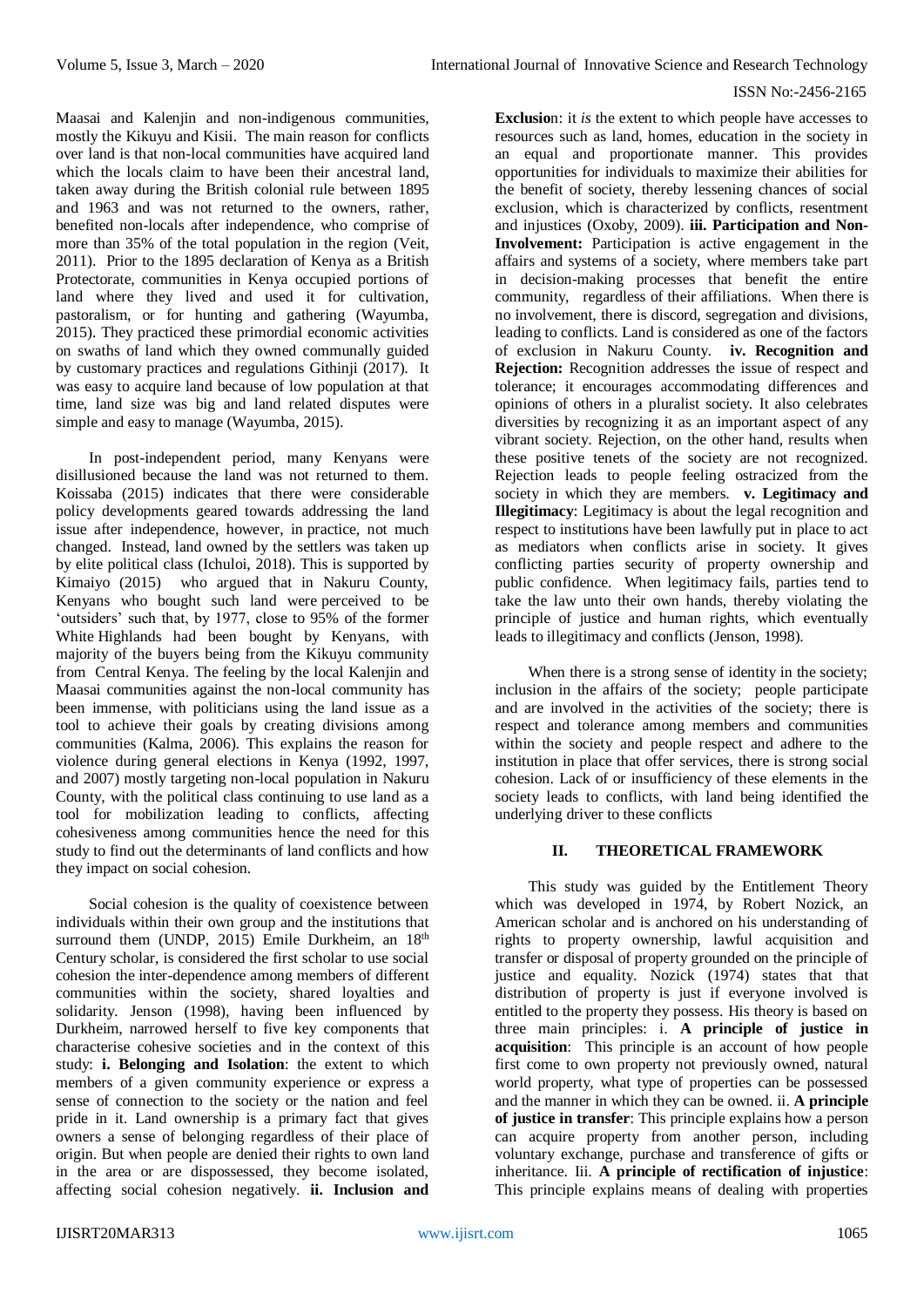Maasai and Kalenjin and non-indigenous communities, mostly the Kikuyu and Kisii. The main reason for conflicts over land is that non-local communities have acquired land which the locals claim to have been their ancestral land, taken away during the British colonial rule between 1895 and 1963 and was not returned to the owners, rather, benefited non-locals after independence, who comprise of more than 35% of the total population in the region (Veit, 2011). Prior to the 1895 declaration of Kenya as a British Protectorate, communities in Kenya occupied portions of land where they lived and used it for cultivation, pastoralism, or for hunting and gathering (Wayumba, 2015). They practiced these primordial economic activities on swaths of land which they owned communally guided by customary practices and regulations Githinji (2017). It was easy to acquire land because of low population at that time, land size was big and land related disputes were simple and easy to manage (Wayumba, 2015).

In post-independent period, many Kenyans were disillusioned because the land was not returned to them. Koissaba (2015) indicates that there were considerable policy developments geared towards addressing the land issue after independence, however, in practice, not much changed. Instead, land owned by the settlers was taken up by elite political class (Ichuloi, 2018). This is supported by Kimaiyo (2015) who argued that in Nakuru County, Kenyans who bought such land were perceived to be 'outsiders' such that, by 1977, close to 95% of the former White Highlands had been bought by Kenyans, with majority of the buyers being from the Kikuyu community from Central Kenya. The feeling by the local Kalenjin and Maasai communities against the non-local community has been immense, with politicians using the land issue as a tool to achieve their goals by creating divisions among communities (Kalma, 2006). This explains the reason for violence during general elections in Kenya (1992, 1997, and 2007) mostly targeting non-local population in Nakuru County, with the political class continuing to use land as a tool for mobilization leading to conflicts, affecting cohesiveness among communities hence the need for this study to find out the determinants of land conflicts and how they impact on social cohesion.

Social cohesion is the quality of coexistence between individuals within their own group and the institutions that surround them (UNDP, 2015) Emile Durkheim, an 18th Century scholar, is considered the first scholar to use social cohesion the inter-dependence among members of different communities within the society, shared loyalties and solidarity. Jenson (1998), having been influenced by Durkheim, narrowed herself to five key components that characterise cohesive societies and in the context of this study: **i. Belonging and Isolation**: the extent to which members of a given community experience or express a sense of connection to the society or the nation and feel pride in it. Land ownership is a primary fact that gives owners a sense of belonging regardless of their place of origin. But when people are denied their rights to own land in the area or are dispossessed, they become isolated, affecting social cohesion negatively. **ii. Inclusion and Exclusio**n: it *is* the extent to which people have accesses to resources such as land, homes, education in the society in an equal and proportionate manner. This provides opportunities for individuals to maximize their abilities for the benefit of society, thereby lessening chances of social exclusion, which is characterized by conflicts, resentment and injustices (Oxoby, 2009). **iii. Participation and Non-Involvement:** Participation is active engagement in the affairs and systems of a society, where members take part in decision-making processes that benefit the entire community, regardless of their affiliations. When there is no involvement, there is discord, segregation and divisions, leading to conflicts. Land is considered as one of the factors of exclusion in Nakuru County. **iv. Recognition and Rejection:** Recognition addresses the issue of respect and tolerance; it encourages accommodating differences and opinions of others in a pluralist society. It also celebrates diversities by recognizing it as an important aspect of any vibrant society. Rejection, on the other hand, results when these positive tenets of the society are not recognized. Rejection leads to people feeling ostracized from the society in which they are members. **v. Legitimacy and Illegitimacy**: Legitimacy is about the legal recognition and respect to institutions have been lawfully put in place to act as mediators when conflicts arise in society. It gives conflicting parties security of property ownership and public confidence. When legitimacy fails, parties tend to take the law unto their own hands, thereby violating the principle of justice and human rights, which eventually leads to illegitimacy and conflicts (Jenson, 1998).

When there is a strong sense of identity in the society; inclusion in the affairs of the society; people participate and are involved in the activities of the society; there is respect and tolerance among members and communities within the society and people respect and adhere to the institution in place that offer services, there is strong social cohesion. Lack of or insufficiency of these elements in the society leads to conflicts, with land being identified the underlying driver to these conflicts

## II. THEORETICAL FRAMEWORK

This study was guided by the Entitlement Theory which was developed in 1974, by Robert Nozick, an American scholar and is anchored on his understanding of rights to property ownership, lawful acquisition and transfer or disposal of property grounded on the principle of justice and equality. Nozick (1974) states that that distribution of property is just if everyone involved is entitled to the property they possess. His theory is based on three main principles: i. **A principle of justice in acquisition**: This principle is an account of how people first come to own property not previously owned, natural world property, what type of properties can be possessed and the manner in which they can be owned. ii. **A principle of justice in transfer**: This principle explains how a person can acquire property from another person, including voluntary exchange, purchase and transference of gifts or inheritance. Iii. **A principle of rectification of injustice**: This principle explains means of dealing with properties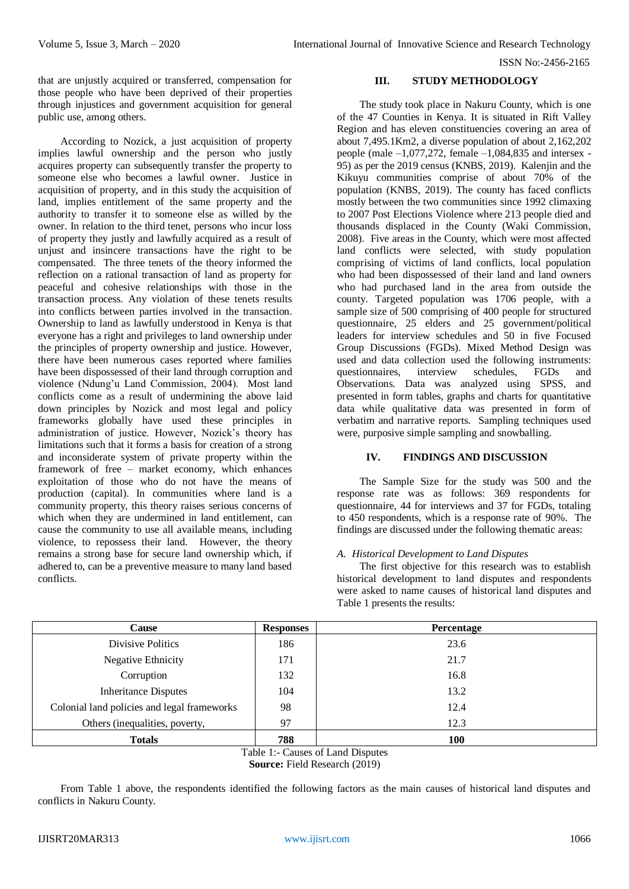that are unjustly acquired or transferred, compensation for those people who have been deprived of their properties through injustices and government acquisition for general public use, among others.

According to Nozick, a just acquisition of property implies lawful ownership and the person who justly acquires property can subsequently transfer the property to someone else who becomes a lawful owner. Justice in acquisition of property, and in this study the acquisition of land, implies entitlement of the same property and the authority to transfer it to someone else as willed by the owner. In relation to the third tenet, persons who incur loss of property they justly and lawfully acquired as a result of unjust and insincere transactions have the right to be compensated. The three tenets of the theory informed the reflection on a rational transaction of land as property for peaceful and cohesive relationships with those in the transaction process. Any violation of these tenets results into conflicts between parties involved in the transaction. Ownership to land as lawfully understood in Kenya is that everyone has a right and privileges to land ownership under the principles of property ownership and justice. However, there have been numerous cases reported where families have been dispossessed of their land through corruption and violence (Ndung'u Land Commission, 2004). Most land conflicts come as a result of undermining the above laid down principles by Nozick and most legal and policy frameworks globally have used these principles in administration of justice. However, Nozick's theory has limitations such that it forms a basis for creation of a strong and inconsiderate system of private property within the framework of free – market economy, which enhances exploitation of those who do not have the means of production (capital). In communities where land is a community property, this theory raises serious concerns of which when they are undermined in land entitlement, can cause the community to use all available means, including violence, to repossess their land. However, the theory remains a strong base for secure land ownership which, if adhered to, can be a preventive measure to many land based conflicts.

## III. STUDY METHODOLOGY

The study took place in Nakuru County, which is one of the 47 Counties in Kenya. It is situated in Rift Valley Region and has eleven constituencies covering an area of about 7,495.1Km2, a diverse population of about 2,162,202 people (male –1,077,272, female –1,084,835 and intersex - 95) as per the 2019 census (KNBS, 2019). Kalenjin and the Kikuyu communities comprise of about 70% of the population (KNBS, 2019). The county has faced conflicts mostly between the two communities since 1992 climaxing to 2007 Post Elections Violence where 213 people died and thousands displaced in the County (Waki Commission, 2008). Five areas in the County, which were most affected land conflicts were selected, with study population comprising of victims of land conflicts, local population who had been dispossessed of their land and land owners who had purchased land in the area from outside the county. Targeted population was 1706 people, with a sample size of 500 comprising of 400 people for structured questionnaire, 25 elders and 25 government/political leaders for interview schedules and 50 in five Focused Group Discussions (FGDs). Mixed Method Design was used and data collection used the following instruments: questionnaires, interview schedules, FGDs and Observations. Data was analyzed using SPSS, and presented in form tables, graphs and charts for quantitative data while qualitative data was presented in form of verbatim and narrative reports. Sampling techniques used were, purposive simple sampling and snowballing.

## IV. FINDINGS AND DISCUSSION

The Sample Size for the study was 500 and the response rate was as follows: 369 respondents for questionnaire, 44 for interviews and 37 for FGDs, totaling to 450 respondents, which is a response rate of 90%. The findings are discussed under the following thematic areas:

### *A. Historical Development to Land Disputes*

The first objective for this research was to establish historical development to land disputes and respondents were asked to name causes of historical land disputes and Table 1 presents the results:

| Cause | Responses | Percentage |
|---|---|---|
| Divisive Politics | 186 | 23.6 |
| Negative Ethnicity | 171 | 21.7 |
| Corruption | 132 | 16.8 |
| Inheritance Disputes | 104 | 13.2 |
| Colonial land policies and legal frameworks | 98 | 12.4 |
| Others (inequalities, poverty, | 97 | 12.3 |
| **Totals** | **788** | **100** |

Table 1:- Causes of Land Disputes
**Source:** Field Research (2019)

From Table 1 above, the respondents identified the following factors as the main causes of historical land disputes and conflicts in Nakuru County.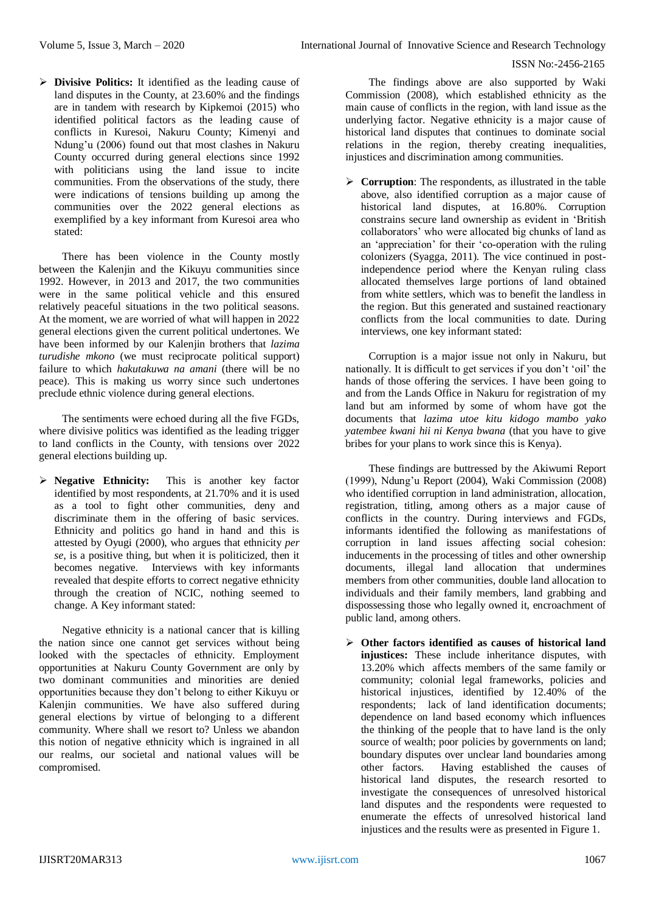- **Divisive Politics:** It identified as the leading cause of land disputes in the County, at 23.60% and the findings are in tandem with research by Kipkemoi (2015) who identified political factors as the leading cause of conflicts in Kuresoi, Nakuru County; Kimenyi and Ndung'u (2006) found out that most clashes in Nakuru County occurred during general elections since 1992 with politicians using the land issue to incite communities. From the observations of the study, there were indications of tensions building up among the communities over the 2022 general elections as exemplified by a key informant from Kuresoi area who stated:

There has been violence in the County mostly between the Kalenjin and the Kikuyu communities since 1992. However, in 2013 and 2017, the two communities were in the same political vehicle and this ensured relatively peaceful situations in the two political seasons. At the moment, we are worried of what will happen in 2022 general elections given the current political undertones. We have been informed by our Kalenjin brothers that *lazima turudishe mkono* (we must reciprocate political support) failure to which *hakutakuwa na amani* (there will be no peace). This is making us worry since such undertones preclude ethnic violence during general elections.

The sentiments were echoed during all the five FGDs, where divisive politics was identified as the leading trigger to land conflicts in the County, with tensions over 2022 general elections building up.

- **Negative Ethnicity:** This is another key factor identified by most respondents, at 21.70% and it is used as a tool to fight other communities, deny and discriminate them in the offering of basic services. Ethnicity and politics go hand in hand and this is attested by Oyugi (2000), who argues that ethnicity *per se*, is a positive thing, but when it is politicized, then it becomes negative. Interviews with key informants revealed that despite efforts to correct negative ethnicity through the creation of NCIC, nothing seemed to change. A Key informant stated:

Negative ethnicity is a national cancer that is killing the nation since one cannot get services without being looked with the spectacles of ethnicity. Employment opportunities at Nakuru County Government are only by two dominant communities and minorities are denied opportunities because they don't belong to either Kikuyu or Kalenjin communities. We have also suffered during general elections by virtue of belonging to a different community. Where shall we resort to? Unless we abandon this notion of negative ethnicity which is ingrained in all our realms, our societal and national values will be compromised.

The findings above are also supported by Waki Commission (2008), which established ethnicity as the main cause of conflicts in the region, with land issue as the underlying factor. Negative ethnicity is a major cause of historical land disputes that continues to dominate social relations in the region, thereby creating inequalities, injustices and discrimination among communities.

- **Corruption**: The respondents, as illustrated in the table above, also identified corruption as a major cause of historical land disputes, at 16.80%. Corruption constrains secure land ownership as evident in 'British collaborators' who were allocated big chunks of land as an 'appreciation' for their 'co-operation with the ruling colonizers (Syagga, 2011). The vice continued in post-independence period where the Kenyan ruling class allocated themselves large portions of land obtained from white settlers, which was to benefit the landless in the region. But this generated and sustained reactionary conflicts from the local communities to date. During interviews, one key informant stated:

Corruption is a major issue not only in Nakuru, but nationally. It is difficult to get services if you don't 'oil' the hands of those offering the services. I have been going to and from the Lands Office in Nakuru for registration of my land but am informed by some of whom have got the documents that *lazima utoe kitu kidogo mambo yako yatembee kwani hii ni Kenya bwana* (that you have to give bribes for your plans to work since this is Kenya).

These findings are buttressed by the Akiwumi Report (1999), Ndung'u Report (2004), Waki Commission (2008) who identified corruption in land administration, allocation, registration, titling, among others as a major cause of conflicts in the country. During interviews and FGDs, informants identified the following as manifestations of corruption in land issues affecting social cohesion: inducements in the processing of titles and other ownership documents, illegal land allocation that undermines members from other communities, double land allocation to individuals and their family members, land grabbing and dispossessing those who legally owned it, encroachment of public land, among others.

- **Other factors identified as causes of historical land injustices:** These include inheritance disputes, with 13.20% which affects members of the same family or community; colonial legal frameworks, policies and historical injustices, identified by 12.40% of the respondents; lack of land identification documents; dependence on land based economy which influences the thinking of the people that to have land is the only source of wealth; poor policies by governments on land; boundary disputes over unclear land boundaries among other factors. Having established the causes of historical land disputes, the research resorted to investigate the consequences of unresolved historical land disputes and the respondents were requested to enumerate the effects of unresolved historical land injustices and the results were as presented in Figure 1.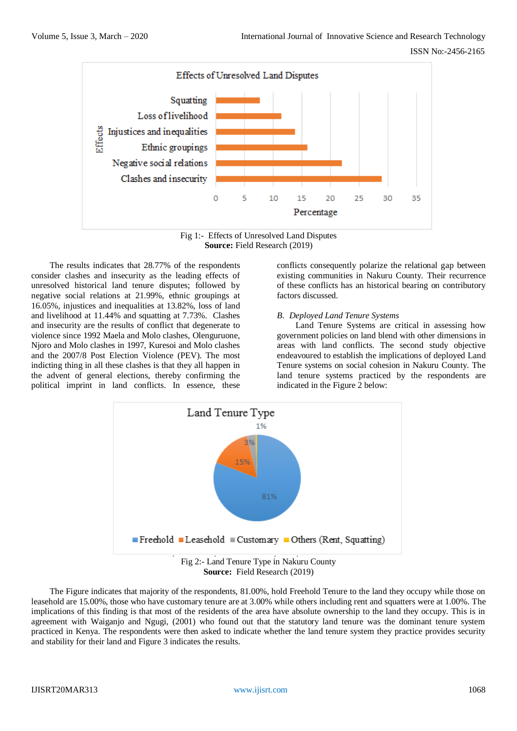Fig 1:- Effects of Unresolved Land Disputes
**Source:** Field Research (2019)

The results indicates that 28.77% of the respondents consider clashes and insecurity as the leading effects of unresolved historical land tenure disputes; followed by negative social relations at 21.99%, ethnic groupings at 16.05%, injustices and inequalities at 13.82%, loss of land and livelihood at 11.44% and squatting at 7.73%. Clashes and insecurity are the results of conflict that degenerate to violence since 1992 Maela and Molo clashes, Olenguruone, Njoro and Molo clashes in 1997, Kuresoi and Molo clashes and the 2007/8 Post Election Violence (PEV). The most indicting thing in all these clashes is that they all happen in the advent of general elections, thereby confirming the political imprint in land conflicts. In essence, these conflicts consequently polarize the relational gap between existing communities in Nakuru County. Their recurrence of these conflicts has an historical bearing on contributory factors discussed.

### *B. Deployed Land Tenure Systems*

Land Tenure Systems are critical in assessing how government policies on land blend with other dimensions in areas with land conflicts. The second study objective endeavoured to establish the implications of deployed Land Tenure systems on social cohesion in Nakuru County. The land tenure systems practiced by the respondents are indicated in the Figure 2 below:

Fig 2:- Land Tenure Type in Nakuru County
**Source:** Field Research (2019)

The Figure indicates that majority of the respondents, 81.00%, hold Freehold Tenure to the land they occupy while those on leasehold are 15.00%, those who have customary tenure are at 3.00% while others including rent and squatters were at 1.00%. The implications of this finding is that most of the residents of the area have absolute ownership to the land they occupy. This is in agreement with Waiganjo and Ngugi, (2001) who found out that the statutory land tenure was the dominant tenure system practiced in Kenya. The respondents were then asked to indicate whether the land tenure system they practice provides security and stability for their land and Figure 3 indicates the results.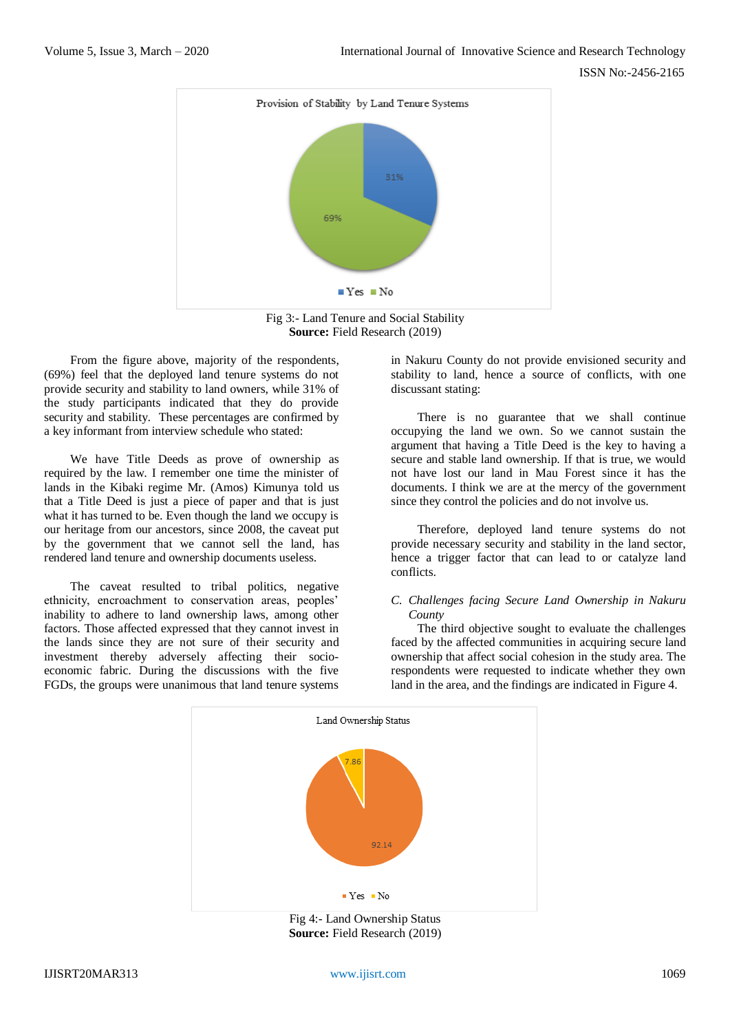Fig 3:- Land Tenure and Social Stability
**Source:** Field Research (2019)

From the figure above, majority of the respondents, (69%) feel that the deployed land tenure systems do not provide security and stability to land owners, while 31% of the study participants indicated that they do provide security and stability. These percentages are confirmed by a key informant from interview schedule who stated:

We have Title Deeds as prove of ownership as required by the law. I remember one time the minister of lands in the Kibaki regime Mr. (Amos) Kimunya told us that a Title Deed is just a piece of paper and that is just what it has turned to be. Even though the land we occupy is our heritage from our ancestors, since 2008, the caveat put by the government that we cannot sell the land, has rendered land tenure and ownership documents useless.

The caveat resulted to tribal politics, negative ethnicity, encroachment to conservation areas, peoples' inability to adhere to land ownership laws, among other factors. Those affected expressed that they cannot invest in the lands since they are not sure of their security and investment thereby adversely affecting their socio-economic fabric. During the discussions with the five FGDs, the groups were unanimous that land tenure systems in Nakuru County do not provide envisioned security and stability to land, hence a source of conflicts, with one discussant stating:

There is no guarantee that we shall continue occupying the land we own. So we cannot sustain the argument that having a Title Deed is the key to having a secure and stable land ownership. If that is true, we would not have lost our land in Mau Forest since it has the documents. I think we are at the mercy of the government since they control the policies and do not involve us.

Therefore, deployed land tenure systems do not provide necessary security and stability in the land sector, hence a trigger factor that can lead to or catalyze land conflicts.

### *C. Challenges facing Secure Land Ownership in Nakuru County*

The third objective sought to evaluate the challenges faced by the affected communities in acquiring secure land ownership that affect social cohesion in the study area. The respondents were requested to indicate whether they own land in the area, and the findings are indicated in Figure 4.

Fig 4:- Land Ownership Status
**Source:** Field Research (2019)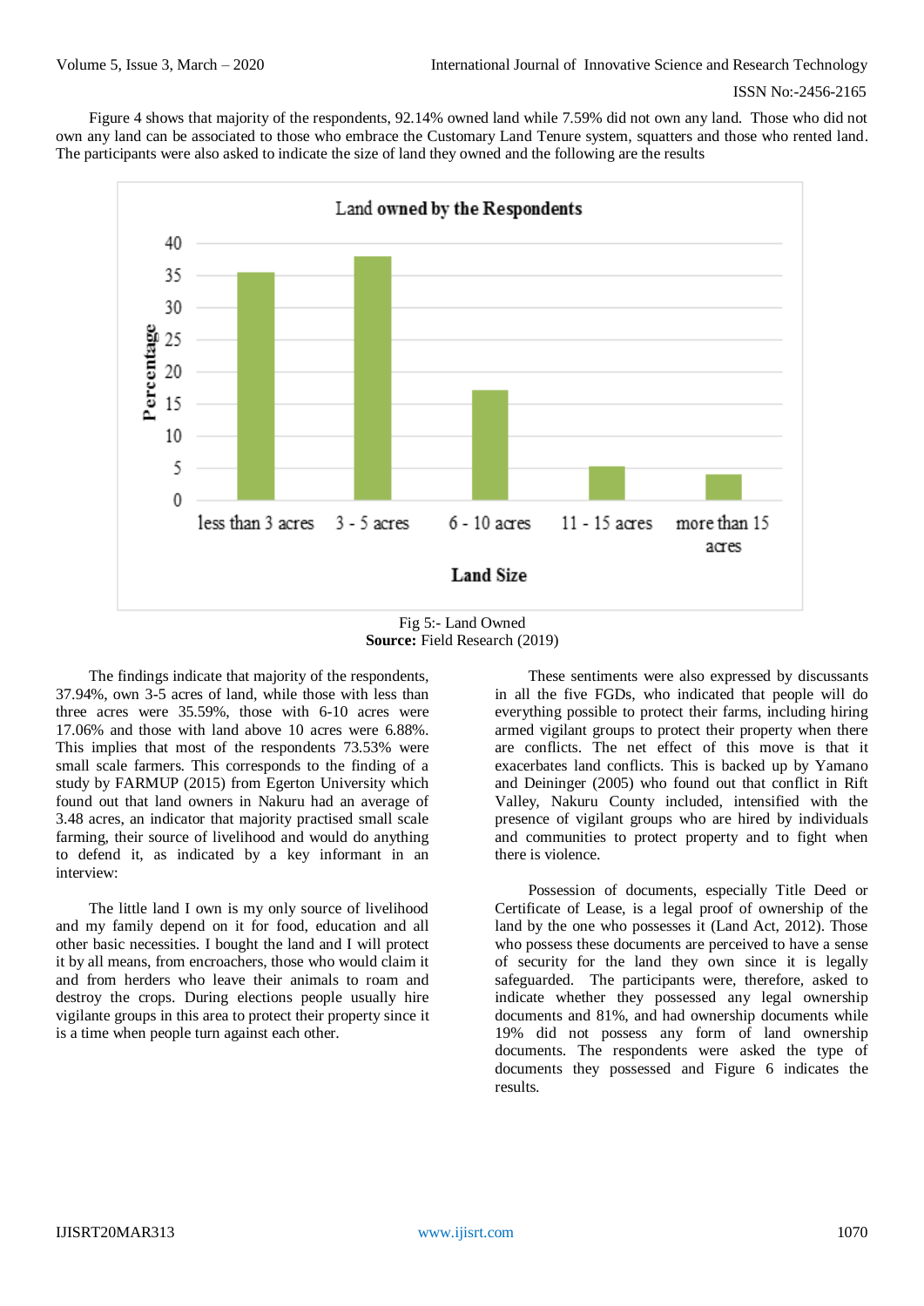Figure 4 shows that majority of the respondents, 92.14% owned land while 7.59% did not own any land. Those who did not own any land can be associated to those who embrace the Customary Land Tenure system, squatters and those who rented land. The participants were also asked to indicate the size of land they owned and the following are the results

Fig 5:- Land Owned
**Source:** Field Research (2019)

The findings indicate that majority of the respondents, 37.94%, own 3-5 acres of land, while those with less than three acres were 35.59%, those with 6-10 acres were 17.06% and those with land above 10 acres were 6.88%. This implies that most of the respondents 73.53% were small scale farmers. This corresponds to the finding of a study by FARMUP (2015) from Egerton University which found out that land owners in Nakuru had an average of 3.48 acres, an indicator that majority practised small scale farming, their source of livelihood and would do anything to defend it, as indicated by a key informant in an interview:

The little land I own is my only source of livelihood and my family depend on it for food, education and all other basic necessities. I bought the land and I will protect it by all means, from encroachers, those who would claim it and from herders who leave their animals to roam and destroy the crops. During elections people usually hire vigilante groups in this area to protect their property since it is a time when people turn against each other.

These sentiments were also expressed by discussants in all the five FGDs, who indicated that people will do everything possible to protect their farms, including hiring armed vigilant groups to protect their property when there are conflicts. The net effect of this move is that it exacerbates land conflicts. This is backed up by Yamano and Deininger (2005) who found out that conflict in Rift Valley, Nakuru County included, intensified with the presence of vigilant groups who are hired by individuals and communities to protect property and to fight when there is violence.

Possession of documents, especially Title Deed or Certificate of Lease, is a legal proof of ownership of the land by the one who possesses it (Land Act, 2012). Those who possess these documents are perceived to have a sense of security for the land they own since it is legally safeguarded. The participants were, therefore, asked to indicate whether they possessed any legal ownership documents and 81%, and had ownership documents while 19% did not possess any form of land ownership documents. The respondents were asked the type of documents they possessed and Figure 6 indicates the results.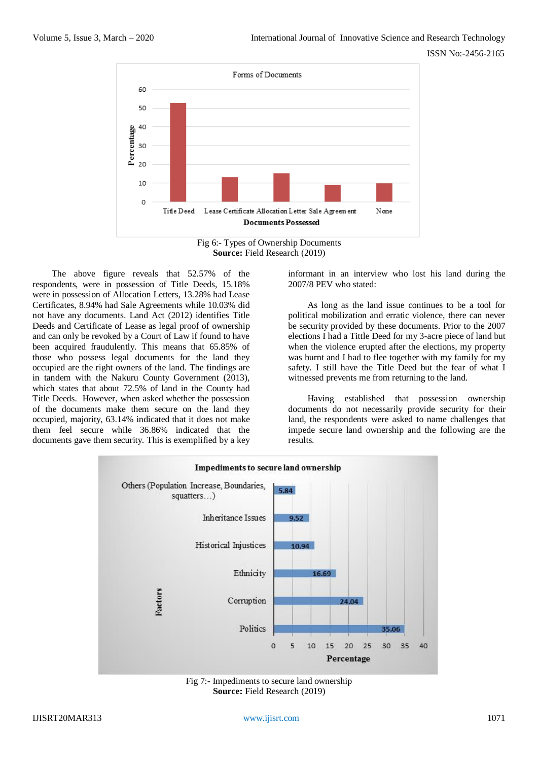Fig 6:- Types of Ownership Documents
**Source:** Field Research (2019)

The above figure reveals that 52.57% of the respondents, were in possession of Title Deeds, 15.18% were in possession of Allocation Letters, 13.28% had Lease Certificates, 8.94% had Sale Agreements while 10.03% did not have any documents. Land Act (2012) identifies Title Deeds and Certificate of Lease as legal proof of ownership and can only be revoked by a Court of Law if found to have been acquired fraudulently. This means that 65.85% of those who possess legal documents for the land they occupied are the right owners of the land. The findings are in tandem with the Nakuru County Government (2013), which states that about 72.5% of land in the County had Title Deeds. However, when asked whether the possession of the documents make them secure on the land they occupied, majority, 63.14% indicated that it does not make them feel secure while 36.86% indicated that the documents gave them security. This is exemplified by a key informant in an interview who lost his land during the 2007/8 PEV who stated:

As long as the land issue continues to be a tool for political mobilization and erratic violence, there can never be security provided by these documents. Prior to the 2007 elections I had a Tittle Deed for my 3-acre piece of land but when the violence erupted after the elections, my property was burnt and I had to flee together with my family for my safety. I still have the Title Deed but the fear of what I witnessed prevents me from returning to the land.

Having established that possession ownership documents do not necessarily provide security for their land, the respondents were asked to name challenges that impede secure land ownership and the following are the results.

Fig 7:- Impediments to secure land ownership
**Source:** Field Research (2019)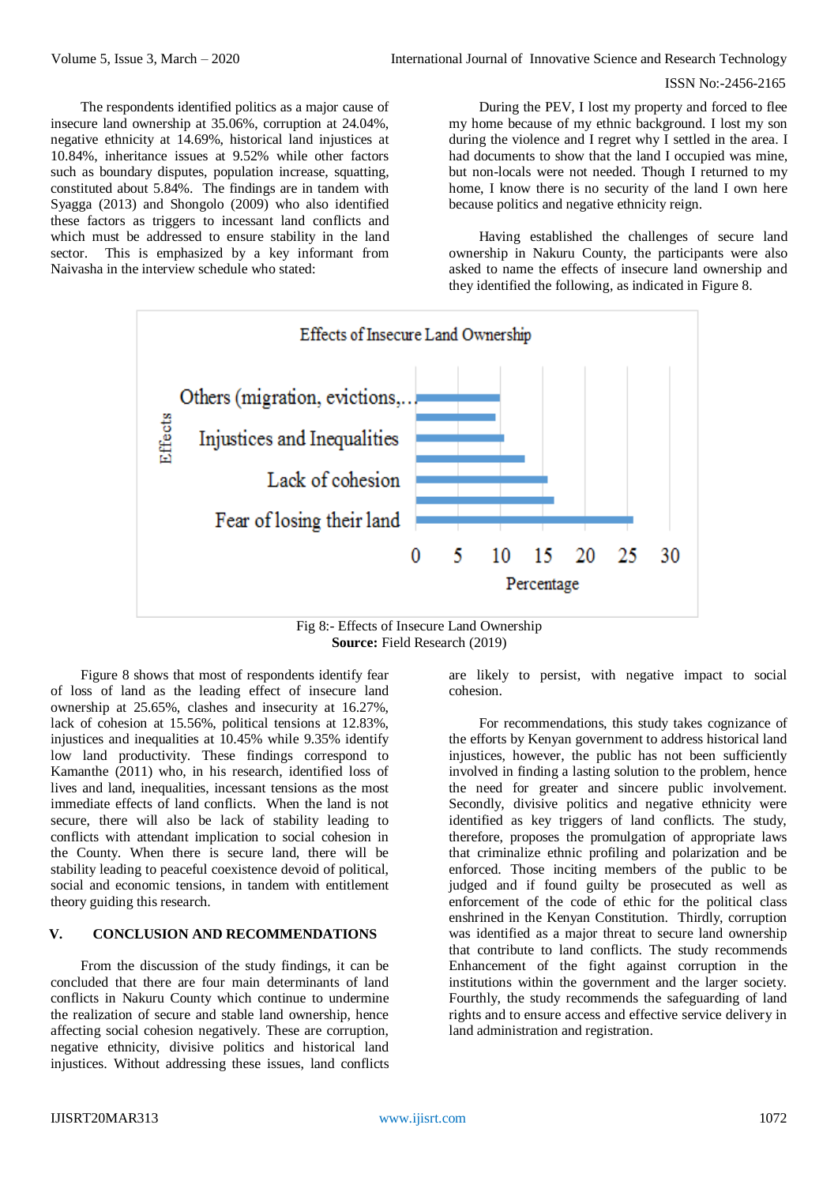The respondents identified politics as a major cause of insecure land ownership at 35.06%, corruption at 24.04%, negative ethnicity at 14.69%, historical land injustices at 10.84%, inheritance issues at 9.52% while other factors such as boundary disputes, population increase, squatting, constituted about 5.84%. The findings are in tandem with Syagga (2013) and Shongolo (2009) who also identified these factors as triggers to incessant land conflicts and which must be addressed to ensure stability in the land sector. This is emphasized by a key informant from Naivasha in the interview schedule who stated:

> During the PEV, I lost my property and forced to flee my home because of my ethnic background. I lost my son during the violence and I regret why I settled in the area. I had documents to show that the land I occupied was mine, but non-locals were not needed. Though I returned to my home, I know there is no security of the land I own here because politics and negative ethnicity reign.

Having established the challenges of secure land ownership in Nakuru County, the participants were also asked to name the effects of insecure land ownership and they identified the following, as indicated in Figure 8.

Fig 8:- Effects of Insecure Land Ownership
**Source:** Field Research (2019)

Figure 8 shows that most of respondents identify fear of loss of land as the leading effect of insecure land ownership at 25.65%, clashes and insecurity at 16.27%, lack of cohesion at 15.56%, political tensions at 12.83%, injustices and inequalities at 10.45% while 9.35% identify low land productivity. These findings correspond to Kamanthe (2011) who, in his research, identified loss of lives and land, inequalities, incessant tensions as the most immediate effects of land conflicts. When the land is not secure, there will also be lack of stability leading to conflicts with attendant implication to social cohesion in the County. When there is secure land, there will be stability leading to peaceful coexistence devoid of political, social and economic tensions, in tandem with entitlement theory guiding this research.

## V. CONCLUSION AND RECOMMENDATIONS

From the discussion of the study findings, it can be concluded that there are four main determinants of land conflicts in Nakuru County which continue to undermine the realization of secure and stable land ownership, hence affecting social cohesion negatively. These are corruption, negative ethnicity, divisive politics and historical land injustices. Without addressing these issues, land conflicts are likely to persist, with negative impact to social cohesion.

For recommendations, this study takes cognizance of the efforts by Kenyan government to address historical land injustices, however, the public has not been sufficiently involved in finding a lasting solution to the problem, hence the need for greater and sincere public involvement. Secondly, divisive politics and negative ethnicity were identified as key triggers of land conflicts. The study, therefore, proposes the promulgation of appropriate laws that criminalize ethnic profiling and polarization and be enforced. Those inciting members of the public to be judged and if found guilty be prosecuted as well as enforcement of the code of ethic for the political class enshrined in the Kenyan Constitution. Thirdly, corruption was identified as a major threat to secure land ownership that contribute to land conflicts. The study recommends Enhancement of the fight against corruption in the institutions within the government and the larger society. Fourthly, the study recommends the safeguarding of land rights and to ensure access and effective service delivery in land administration and registration.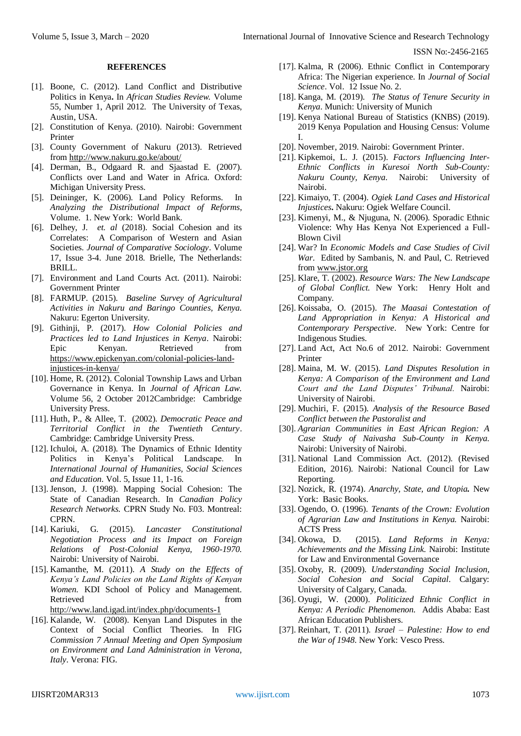## REFERENCES

[1]. Boone, C. (2012). Land Conflict and Distributive Politics in Kenya**.** In *African Studies Review.* Volume 55, Number 1, April 2012. The University of Texas, Austin, USA.

[2]. Constitution of Kenya. (2010). Nairobi: Government Printer

[3]. County Government of Nakuru (2013). Retrieved from http://www.nakuru.go.ke/about/

[4]. Derman, B., Odgaard R. and Sjaastad E. (2007). Conflicts over Land and Water in Africa. Oxford: Michigan University Press.

[5]. Deininger, K. (2006). Land Policy Reforms. In *Analyzing the Distributional Impact of Reforms,* Volume. 1. New York: World Bank.

[6]. Delhey, J. *et. al* (2018). Social Cohesion and its Correlates: A Comparison of Western and Asian Societies. *Journal of Comparative Sociology*. Volume 17, Issue 3-4. June 2018. Brielle, The Netherlands: BRILL.

[7]. Environment and Land Courts Act. (2011). Nairobi: Government Printer

[8]. FARMUP. (2015). *Baseline Survey of Agricultural Activities in Nakuru and Baringo Counties, Kenya.* Nakuru: Egerton University.

[9]. Githinji, P. (2017). *How Colonial Policies and Practices led to Land Injustices in Kenya*. Nairobi: Epic Kenyan. Retrieved from https://www.epickenyan.com/colonial-policies-land-injustices-in-kenya/

[10]. Home, R. (2012). Colonial Township Laws and Urban Governance in Kenya. In *Journal of African Law.* Volume 56, 2 October 2012Cambridge: Cambridge University Press.

[11]. Huth, P., & Allee, T. (2002). *Democratic Peace and Territorial Conflict in the Twentieth Century*. Cambridge: Cambridge University Press.

[12]. Ichuloi, A. (2018). The Dynamics of Ethnic Identity Politics in Kenya's Political Landscape. In *International Journal of Humanities, Social Sciences and Education.* Vol. 5, Issue 11, 1-16.

[13]. Jenson, J. (1998). Mapping Social Cohesion: The State of Canadian Research. In *Canadian Policy Research Networks.* CPRN Study No. F03. Montreal: CPRN.

[14]. Kariuki, G. (2015). *Lancaster Constitutional Negotiation Process and its Impact on Foreign Relations of Post-Colonial Kenya, 1960-1970.* Nairobi: University of Nairobi.

[15]. Kamanthe, M. (2011). *A Study on the Effects of Kenya's Land Policies on the Land Rights of Kenyan Women.* KDI School of Policy and Management. Retrieved from http://www.land.igad.int/index.php/documents-1

[16]. Kalande, W. (2008). Kenyan Land Disputes in the Context of Social Conflict Theories. In *FIG Commission 7 Annual Meeting and Open Symposium on Environment and Land Administration in Verona, Italy*. Verona: FIG.

[17]. Kalma, R (2006). Ethnic Conflict in Contemporary Africa: The Nigerian experience. In *Journal of Social Science*. Vol. 12 Issue No. 2.

[18]. Kanga, M. (2019). *The Status of Tenure Security in Kenya*. Munich: University of Munich

[19]. Kenya National Bureau of Statistics (KNBS) (2019). 2019 Kenya Population and Housing Census: Volume I.

[20]. November, 2019. Nairobi: Government Printer.

[21]. Kipkemoi, L. J. (2015). *Factors Influencing Inter-Ethnic Conflicts in Kuresoi North Sub-County: Nakuru County, Kenya.* Nairobi: University of Nairobi.

[22]. Kimaiyo, T. (2004). *Ogiek Land Cases and Historical Injustices***.** Nakuru: Ogiek Welfare Council.

[23]. Kimenyi, M., & Njuguna, N. (2006). Sporadic Ethnic Violence: Why Has Kenya Not Experienced a Full-Blown Civil

[24]. War? In *Economic Models and Case Studies of Civil War*. Edited by Sambanis, N. and Paul, C. Retrieved from www.jstor.org

[25]. Klare, T. (2002). *Resource Wars: The New Landscape of Global Conflict.* New York: Henry Holt and Company.

[26]. Koissaba, O. (2015). *The Maasai Contestation of Land Appropriation in Kenya: A Historical and Contemporary Perspective*. New York: Centre for Indigenous Studies.

[27]. Land Act, Act No.6 of 2012. Nairobi: Government Printer

[28]. Maina, M. W. (2015). *Land Disputes Resolution in Kenya: A Comparison of the Environment and Land Court and the Land Disputes' Tribunal.* Nairobi: University of Nairobi.

[29]. Muchiri, F. (2015). *Analysis of the Resource Based Conflict between the Pastoralist and*

[30]. *Agrarian Communities in East African Region: A Case Study of Naivasha Sub-County in Kenya.* Nairobi: University of Nairobi.

[31]. National Land Commission Act. (2012). (Revised Edition, 2016). Nairobi: National Council for Law Reporting.

[32]. Nozick, R. (1974). *Anarchy, State, and Utopia.* New York: Basic Books.

[33]. Ogendo, O. (1996). *Tenants of the Crown: Evolution of Agrarian Law and Institutions in Kenya.* Nairobi: ACTS Press

[34]. Okowa, D. (2015). *Land Reforms in Kenya: Achievements and the Missing Link.* Nairobi: Institute for Law and Environmental Governance

[35]. Oxoby, R. (2009). *Understanding Social Inclusion, Social Cohesion and Social Capital*. Calgary: University of Calgary, Canada.

[36]. Oyugi, W. (2000). *Politicized Ethnic Conflict in Kenya: A Periodic Phenomenon.* Addis Ababa: East African Education Publishers.

[37]. Reinhart, T. (2011). *Israel – Palestine: How to end the War of 1948*. New York: Vesco Press.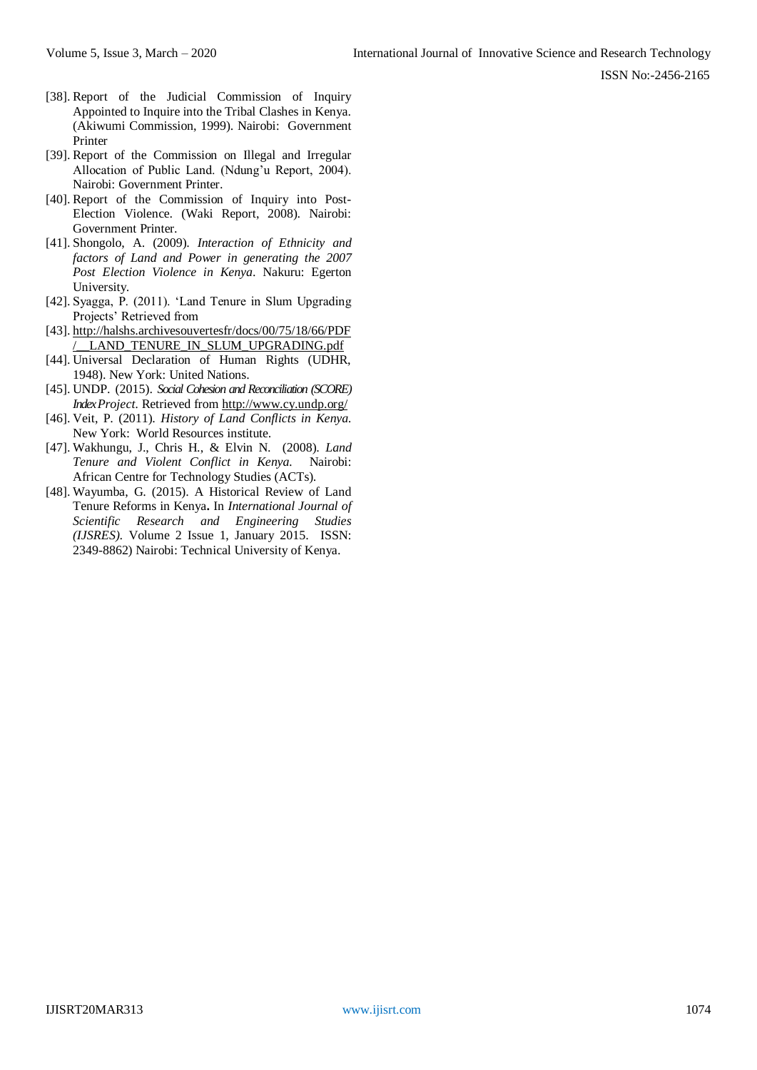[38]. Report of the Judicial Commission of Inquiry Appointed to Inquire into the Tribal Clashes in Kenya. (Akiwumi Commission, 1999). Nairobi: Government Printer

[39]. Report of the Commission on Illegal and Irregular Allocation of Public Land. (Ndung'u Report, 2004). Nairobi: Government Printer.

[40]. Report of the Commission of Inquiry into Post-Election Violence. (Waki Report, 2008). Nairobi: Government Printer.

[41]. Shongolo, A. (2009). *Interaction of Ethnicity and factors of Land and Power in generating the 2007 Post Election Violence in Kenya*. Nakuru: Egerton University.

[42]. Syagga, P. (2011). 'Land Tenure in Slum Upgrading Projects' Retrieved from

[43]. http://halshs.archivesouvertesfr/docs/00/75/18/66/PDF/__LAND_TENURE_IN_SLUM_UPGRADING.pdf

[44]. Universal Declaration of Human Rights (UDHR, 1948). New York: United Nations.

[45]. UNDP. (2015). *Social Cohesion and Reconciliation (SCORE) Index Project*. Retrieved from http://www.cy.undp.org/

[46]. Veit, P. (2011). *History of Land Conflicts in Kenya.* New York: World Resources institute.

[47]. Wakhungu, J., Chris H., & Elvin N. (2008). *Land Tenure and Violent Conflict in Kenya.* Nairobi: African Centre for Technology Studies (ACTs).

[48]. Wayumba, G. (2015). A Historical Review of Land Tenure Reforms in Kenya**.** In *International Journal of Scientific Research and Engineering Studies (IJSRES).* Volume 2 Issue 1, January 2015. ISSN: 2349-8862) Nairobi: Technical University of Kenya.